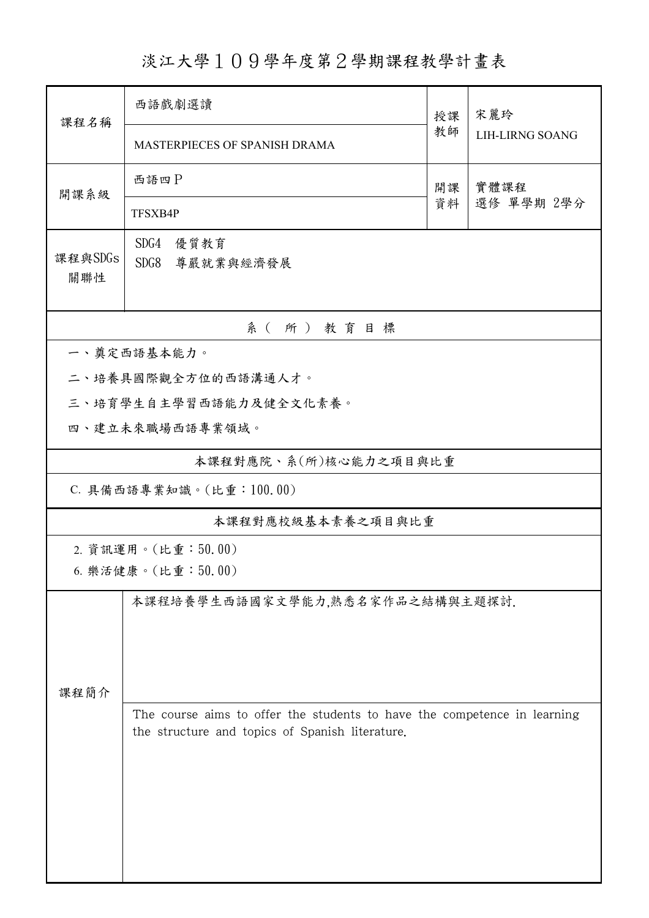# 淡江大學１０９學年度第２學期課程教學計畫表

| 課程名稱 | 西語戲劇選讀 | 授課教師 | 宋麗玲 |
|---|---|---|---|
| | MASTERPIECES OF SPANISH DRAMA | | LIH-LIRNG SOANG |
| 開課系級 | 西語四Ｐ | 開課資料 | 實體課程<br>選修 單學期 2學分 |
| | TFSXB4P | | |
| 課程與SDGs關聯性 | SDG4　優質教育<br>SDG8　尊嚴就業與經濟發展 | | |

| 系（所）教育目標 |
|---|
| 一、奠定西語基本能力。 |
| 二、培養具國際觀全方位的西語溝通人才。 |
| 三、培育學生自主學習西語能力及健全文化素養。 |
| 四、建立未來職場西語專業領域。 |

| 本課程對應院、系(所)核心能力之項目與比重 |
|---|
| C. 具備西語專業知識。(比重：100.00) |

| 本課程對應校級基本素養之項目與比重 |
|---|
| 2. 資訊運用。(比重：50.00) |
| 6. 樂活健康。(比重：50.00) |

| 課程簡介 | 本課程培養學生西語國家文學能力,熟悉名家作品之結構與主題探討. |
|---|---|
| | The course aims to offer the students to have the competence in learning the structure and topics of Spanish literature. |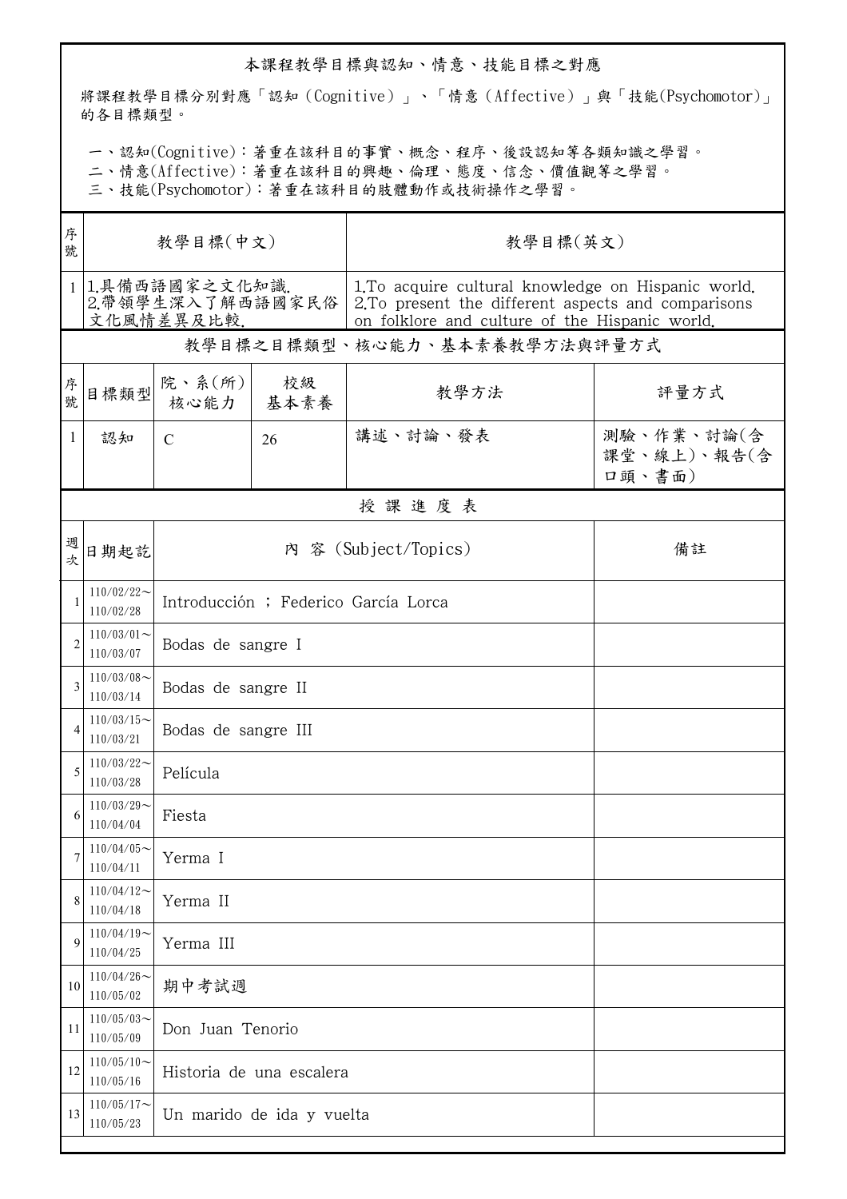## 本課程教學目標與認知、情意、技能目標之對應

將課程教學目標分別對應「認知（Cognitive）」、「情意（Affective）」與「技能(Psychomotor)」的各目標類型。

一、認知(Cognitive)：著重在該科目的事實、概念、程序、後設認知等各類知識之學習。
二、情意(Affective)：著重在該科目的興趣、倫理、態度、信念、價值觀等之學習。
三、技能(Psychomotor)：著重在該科目的肢體動作或技術操作之學習。

| 序號 | 教學目標(中文) | 教學目標(英文) |
|---|---|---|
| 1 | 1.具備西語國家之文化知識.<br>2.帶領學生深入了解西語國家民俗文化風情差異及比較. | 1.To acquire cultural knowledge on Hispanic world.<br>2.To present the different aspects and comparisons on folklore and culture of the Hispanic world. |

## 教學目標之目標類型、核心能力、基本素養教學方法與評量方式

| 序號 | 目標類型 | 院、系(所)核心能力 | 校級基本素養 | 教學方法 | 評量方式 |
|---|---|---|---|---|---|
| 1 | 認知 | C | 26 | 講述、討論、發表 | 測驗、作業、討論(含課堂、線上)、報告(含口頭、書面) |

## 授 課 進 度 表

| 週次 | 日期起訖 | 內 容 (Subject/Topics) | 備註 |
|---|---|---|---|
| 1 | 110/02/22～110/02/28 | Introducción ; Federico García Lorca | |
| 2 | 110/03/01～110/03/07 | Bodas de sangre I | |
| 3 | 110/03/08～110/03/14 | Bodas de sangre II | |
| 4 | 110/03/15～110/03/21 | Bodas de sangre III | |
| 5 | 110/03/22～110/03/28 | Película | |
| 6 | 110/03/29～110/04/04 | Fiesta | |
| 7 | 110/04/05～110/04/11 | Yerma I | |
| 8 | 110/04/12～110/04/18 | Yerma II | |
| 9 | 110/04/19～110/04/25 | Yerma III | |
| 10 | 110/04/26～110/05/02 | 期中考試週 | |
| 11 | 110/05/03～110/05/09 | Don Juan Tenorio | |
| 12 | 110/05/10～110/05/16 | Historia de una escalera | |
| 13 | 110/05/17～110/05/23 | Un marido de ida y vuelta | |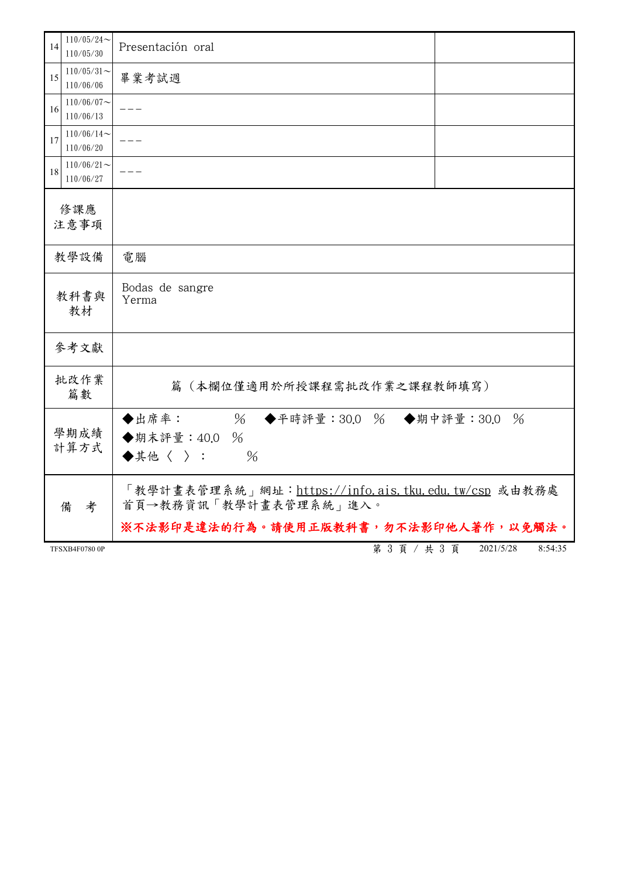| | | | |
|---|---|---|---|
| 14 | 110/05/24～<br>110/05/30 | Presentación oral | |
| 15 | 110/05/31～<br>110/06/06 | 畢業考試週 | |
| 16 | 110/06/07～<br>110/06/13 | --- | |
| 17 | 110/06/14～<br>110/06/20 | --- | |
| 18 | 110/06/21～<br>110/06/27 | --- | |

| | |
|---|---|
| 修課應注意事項 | |
| 教學設備 | 電腦 |
| 教科書與教材 | Bodas de sangre<br>Yerma |
| 參考文獻 | |
| 批改作業篇數 | 篇（本欄位僅適用於所授課程需批改作業之課程教師填寫） |
| 學期成績計算方式 | ◆出席率：　　％　◆平時評量：30.0 ％　◆期中評量：30.0 ％<br>◆期末評量：40.0 ％<br>◆其他〈 〉：　　％ |
| 備　考 | 「教學計畫表管理系統」網址：https://info.ais.tku.edu.tw/csp 或由教務處首頁→教務資訊「教學計畫表管理系統」進入。<br>**※不法影印是違法的行為。請使用正版教科書，勿不法影印他人著作，以免觸法。** |

TFSXB4F0780 0P　　2021/5/28　8:54:35